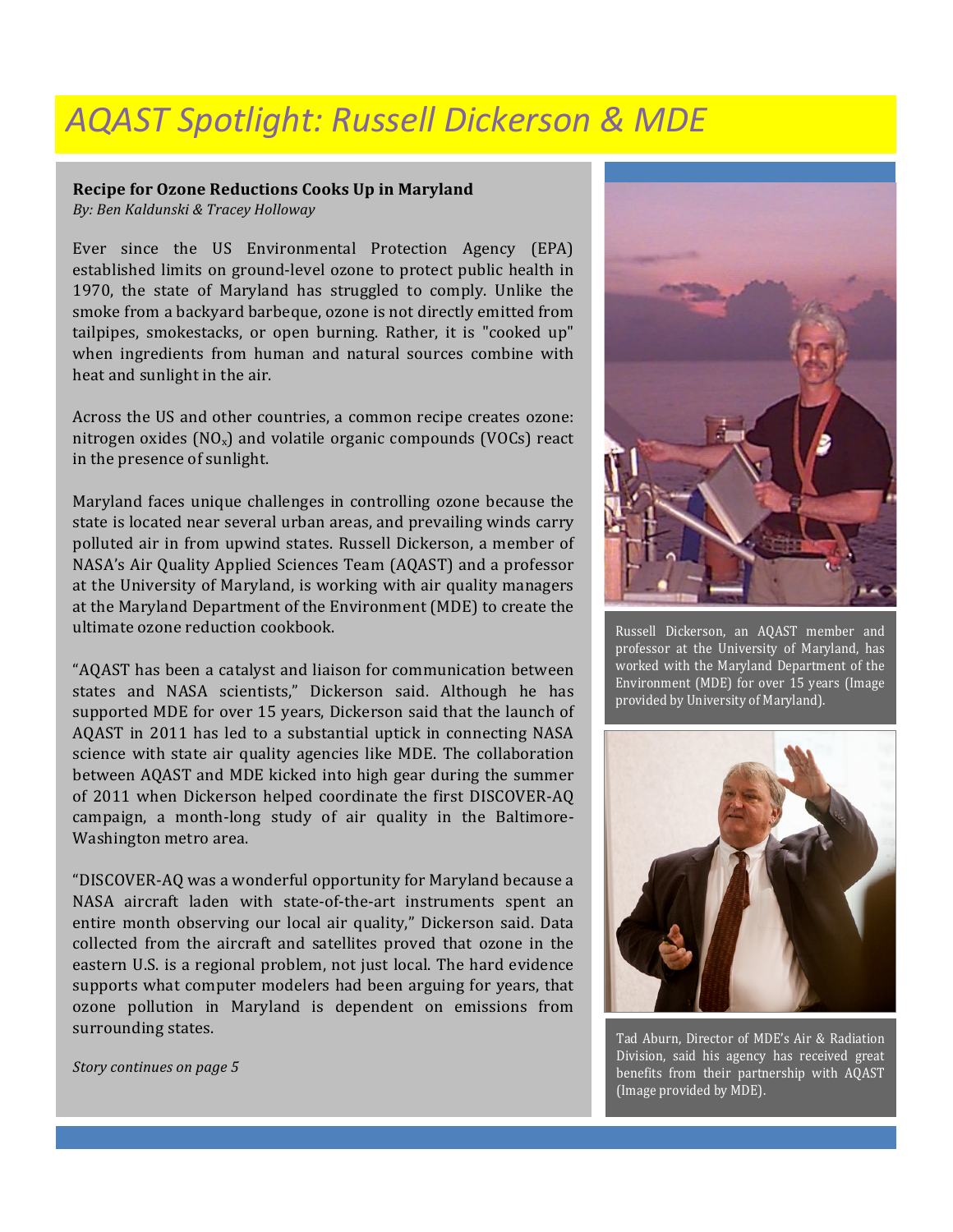# AQAST Spotlight: Russell Dickerson & MDE

## Recipe for Ozone Reductions Cooks Up in Maryland

*By: Ben Kaldunski & Tracey Holloway*

Ever since the US Environmental Protection Agency (EPA) established limits on ground-level ozone to protect public health in 1970, the state of Maryland has struggled to comply. Unlike the smoke from a backyard barbeque, ozone is not directly emitted from tailpipes, smokestacks, or open burning. Rather, it is "cooked up" when ingredients from human and natural sources combine with heat and sunlight in the air.

Across the US and other countries, a common recipe creates ozone: nitrogen oxides ($NO_x$) and volatile organic compounds (VOCs) react in the presence of sunlight.

Maryland faces unique challenges in controlling ozone because the state is located near several urban areas, and prevailing winds carry polluted air in from upwind states. Russell Dickerson, a member of NASA's Air Quality Applied Sciences Team (AQAST) and a professor at the University of Maryland, is working with air quality managers at the Maryland Department of the Environment (MDE) to create the ultimate ozone reduction cookbook.

"AQAST has been a catalyst and liaison for communication between states and NASA scientists," Dickerson said. Although he has supported MDE for over 15 years, Dickerson said that the launch of AQAST in 2011 has led to a substantial uptick in connecting NASA science with state air quality agencies like MDE. The collaboration between AQAST and MDE kicked into high gear during the summer of 2011 when Dickerson helped coordinate the first DISCOVER-AQ campaign, a month-long study of air quality in the Baltimore-Washington metro area.

"DISCOVER-AQ was a wonderful opportunity for Maryland because a NASA aircraft laden with state-of-the-art instruments spent an entire month observing our local air quality," Dickerson said. Data collected from the aircraft and satellites proved that ozone in the eastern U.S. is a regional problem, not just local. The hard evidence supports what computer modelers had been arguing for years, that ozone pollution in Maryland is dependent on emissions from surrounding states.

*Story continues on page 5*

Russell Dickerson, an AQAST member and professor at the University of Maryland, has worked with the Maryland Department of the Environment (MDE) for over 15 years (Image provided by University of Maryland).

Tad Aburn, Director of MDE's Air & Radiation Division, said his agency has received great benefits from their partnership with AQAST (Image provided by MDE).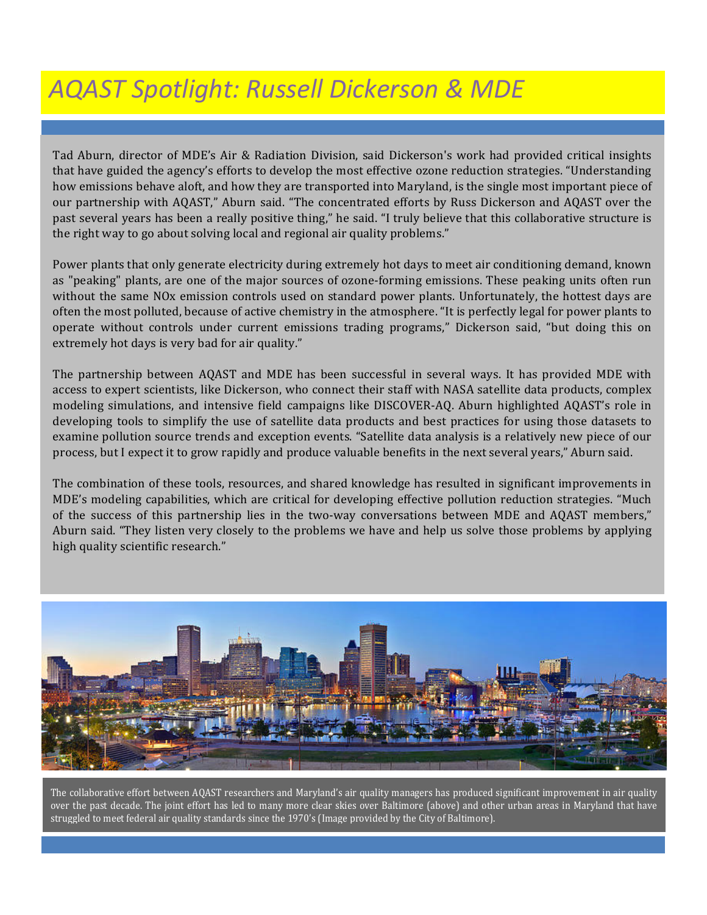# *AQAST Spotlight: Russell Dickerson & MDE*

Tad Aburn, director of MDE's Air & Radiation Division, said Dickerson's work had provided critical insights that have guided the agency's efforts to develop the most effective ozone reduction strategies. "Understanding how emissions behave aloft, and how they are transported into Maryland, is the single most important piece of our partnership with AQAST," Aburn said. "The concentrated efforts by Russ Dickerson and AQAST over the past several years has been a really positive thing," he said. "I truly believe that this collaborative structure is the right way to go about solving local and regional air quality problems."

Power plants that only generate electricity during extremely hot days to meet air conditioning demand, known as "peaking" plants, are one of the major sources of ozone-forming emissions. These peaking units often run without the same NOx emission controls used on standard power plants. Unfortunately, the hottest days are often the most polluted, because of active chemistry in the atmosphere. "It is perfectly legal for power plants to operate without controls under current emissions trading programs," Dickerson said, "but doing this on extremely hot days is very bad for air quality."

The partnership between AQAST and MDE has been successful in several ways. It has provided MDE with access to expert scientists, like Dickerson, who connect their staff with NASA satellite data products, complex modeling simulations, and intensive field campaigns like DISCOVER-AQ. Aburn highlighted AQAST's role in developing tools to simplify the use of satellite data products and best practices for using those datasets to examine pollution source trends and exception events. "Satellite data analysis is a relatively new piece of our process, but I expect it to grow rapidly and produce valuable benefits in the next several years," Aburn said.

The combination of these tools, resources, and shared knowledge has resulted in significant improvements in MDE's modeling capabilities, which are critical for developing effective pollution reduction strategies. "Much of the success of this partnership lies in the two-way conversations between MDE and AQAST members," Aburn said. "They listen very closely to the problems we have and help us solve those problems by applying high quality scientific research."

The collaborative effort between AQAST researchers and Maryland's air quality managers has produced significant improvement in air quality over the past decade. The joint effort has led to many more clear skies over Baltimore (above) and other urban areas in Maryland that have struggled to meet federal air quality standards since the 1970's (Image provided by the City of Baltimore).